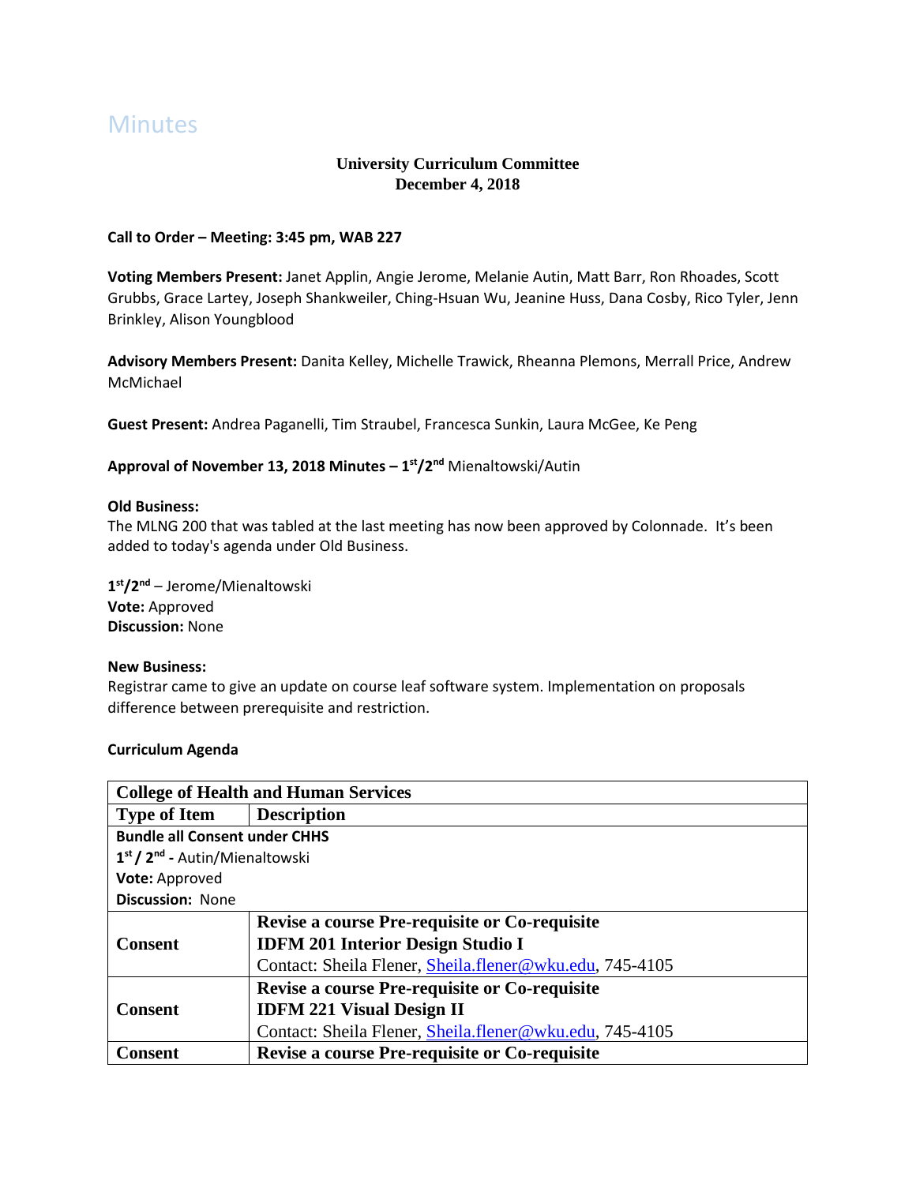# Minutes

**University Curriculum Committee**
**December 4, 2018**

**Call to Order – Meeting: 3:45 pm, WAB 227**

**Voting Members Present:** Janet Applin, Angie Jerome, Melanie Autin, Matt Barr, Ron Rhoades, Scott Grubbs, Grace Lartey, Joseph Shankweiler, Ching-Hsuan Wu, Jeanine Huss, Dana Cosby, Rico Tyler, Jenn Brinkley, Alison Youngblood

**Advisory Members Present:** Danita Kelley, Michelle Trawick, Rheanna Plemons, Merrall Price, Andrew McMichael

**Guest Present:** Andrea Paganelli, Tim Straubel, Francesca Sunkin, Laura McGee, Ke Peng

**Approval of November 13, 2018 Minutes – 1st/2nd** Mienaltowski/Autin

**Old Business:**
The MLNG 200 that was tabled at the last meeting has now been approved by Colonnade. It's been added to today's agenda under Old Business.

**1st/2nd** – Jerome/Mienaltowski
**Vote:** Approved
**Discussion:** None

**New Business:**
Registrar came to give an update on course leaf software system. Implementation on proposals difference between prerequisite and restriction.

**Curriculum Agenda**

| College of Health and Human Services | |
|---|---|
| **Type of Item** | **Description** |
| **Bundle all Consent under CHHS**<br>**1st / 2nd -** Autin/Mienaltowski<br>**Vote:** Approved<br>**Discussion:** None | |
| **Consent** | **Revise a course Pre-requisite or Co-requisite**<br>**IDFM 201 Interior Design Studio I**<br>Contact: Sheila Flener, Sheila.flener@wku.edu, 745-4105 |
| **Consent** | **Revise a course Pre-requisite or Co-requisite**<br>**IDFM 221 Visual Design II**<br>Contact: Sheila Flener, Sheila.flener@wku.edu, 745-4105 |
| **Consent** | **Revise a course Pre-requisite or Co-requisite** |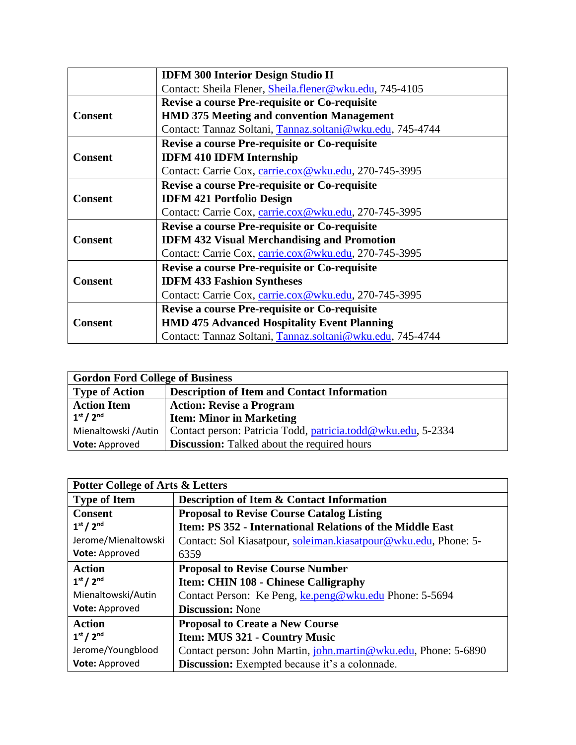| | |
|---|---|
| | **IDFM 300 Interior Design Studio II**<br>Contact: Sheila Flener, Sheila.flener@wku.edu, 745-4105 |
| **Consent** | **Revise a course Pre-requisite or Co-requisite**<br>**HMD 375 Meeting and convention Management**<br>Contact: Tannaz Soltani, Tannaz.soltani@wku.edu, 745-4744 |
| **Consent** | **Revise a course Pre-requisite or Co-requisite**<br>**IDFM 410 IDFM Internship**<br>Contact: Carrie Cox, carrie.cox@wku.edu, 270-745-3995 |
| **Consent** | **Revise a course Pre-requisite or Co-requisite**<br>**IDFM 421 Portfolio Design**<br>Contact: Carrie Cox, carrie.cox@wku.edu, 270-745-3995 |
| **Consent** | **Revise a course Pre-requisite or Co-requisite**<br>**IDFM 432 Visual Merchandising and Promotion**<br>Contact: Carrie Cox, carrie.cox@wku.edu, 270-745-3995 |
| **Consent** | **Revise a course Pre-requisite or Co-requisite**<br>**IDFM 433 Fashion Syntheses**<br>Contact: Carrie Cox, carrie.cox@wku.edu, 270-745-3995 |
| **Consent** | **Revise a course Pre-requisite or Co-requisite**<br>**HMD 475 Advanced Hospitality Event Planning**<br>Contact: Tannaz Soltani, Tannaz.soltani@wku.edu, 745-4744 |

| **Gordon Ford College of Business** | |
|---|---|
| **Type of Action** | **Description of Item and Contact Information** |
| **Action Item**<br>**1st / 2nd**<br>Mienaltowski /Autin<br>**Vote:** Approved | **Action: Revise a Program**<br>**Item: Minor in Marketing**<br>Contact person: Patricia Todd, patricia.todd@wku.edu, 5-2334<br>**Discussion:** Talked about the required hours |

| **Potter College of Arts & Letters** | |
|---|---|
| **Type of Item** | **Description of Item & Contact Information** |
| **Consent**<br>**1st / 2nd**<br>Jerome/Mienaltowski<br>**Vote:** Approved | **Proposal to Revise Course Catalog Listing**<br>**Item: PS 352 - International Relations of the Middle East**<br>Contact: Sol Kiasatpour, soleiman.kiasatpour@wku.edu, Phone: 5-6359 |
| **Action**<br>**1st / 2nd**<br>Mienaltowski/Autin<br>**Vote:** Approved | **Proposal to Revise Course Number**<br>**Item: CHIN 108 - Chinese Calligraphy**<br>Contact Person: Ke Peng, ke.peng@wku.edu Phone: 5-5694<br>**Discussion:** None |
| **Action**<br>**1st / 2nd**<br>Jerome/Youngblood<br>**Vote:** Approved | **Proposal to Create a New Course**<br>**Item: MUS 321 - Country Music**<br>Contact person: John Martin, john.martin@wku.edu, Phone: 5-6890<br>**Discussion:** Exempted because it's a colonnade. |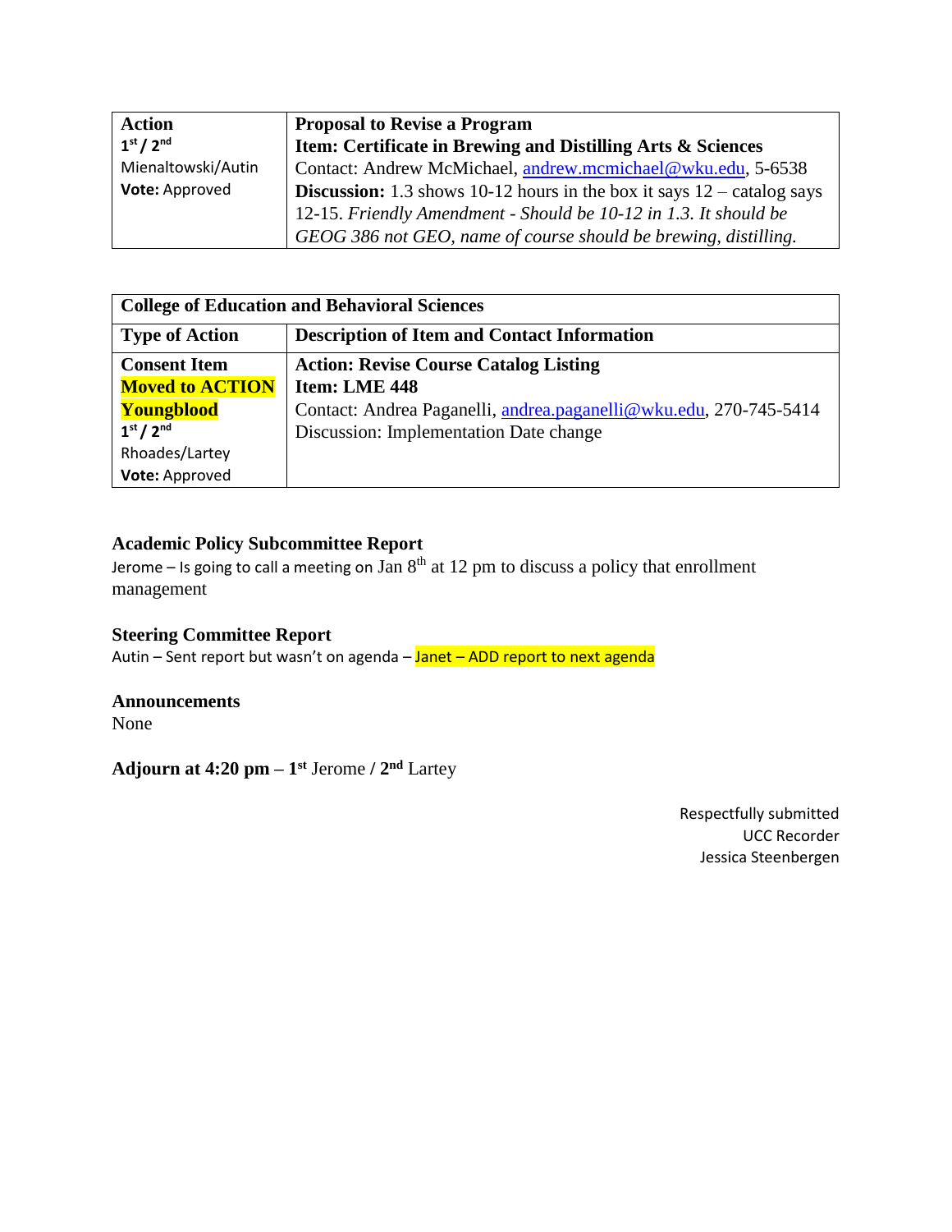| | |
|---|---|
| **Action**<br>**1st / 2nd**<br>Mienaltowski/Autin<br>**Vote:** Approved | **Proposal to Revise a Program**<br>**Item: Certificate in Brewing and Distilling Arts & Sciences**<br>Contact: Andrew McMichael, andrew.mcmichael@wku.edu, 5-6538<br>**Discussion:** 1.3 shows 10-12 hours in the box it says 12 – catalog says 12-15. *Friendly Amendment - Should be 10-12 in 1.3. It should be GEOG 386 not GEO, name of course should be brewing, distilling.* |

| **College of Education and Behavioral Sciences** | |
|---|---|
| **Type of Action** | **Description of Item and Contact Information** |
| **Consent Item**<br>**Moved to ACTION**<br>**Youngblood**<br>**1st / 2nd**<br>Rhoades/Lartey<br>**Vote:** Approved | **Action: Revise Course Catalog Listing**<br>**Item: LME 448**<br>Contact: Andrea Paganelli, andrea.paganelli@wku.edu, 270-745-5414<br>Discussion: Implementation Date change |

**Academic Policy Subcommittee Report**
Jerome – Is going to call a meeting on Jan 8th at 12 pm to discuss a policy that enrollment management

**Steering Committee Report**
Autin – Sent report but wasn't on agenda – Janet – ADD report to next agenda

**Announcements**
None

**Adjourn at 4:20 pm – 1st** Jerome / **2nd** Lartey

Respectfully submitted
UCC Recorder
Jessica Steenbergen